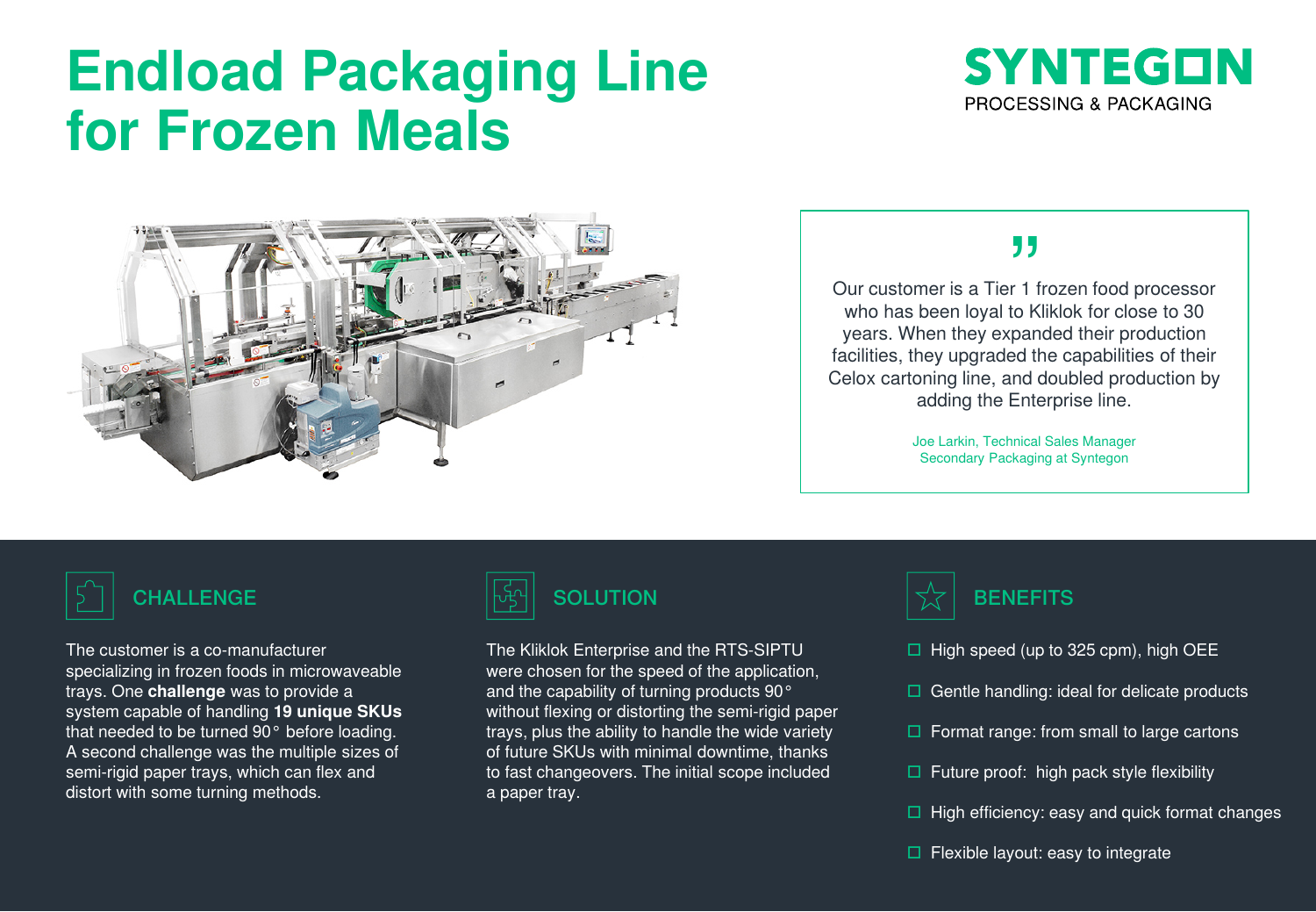# Endload Packaging Line for Frozen Meals

SYNTEGON
PROCESSING & PACKAGING

"

Our customer is a Tier 1 frozen food processor who has been loyal to Kliklok for close to 30 years. When they expanded their production facilities, they upgraded the capabilities of their Celox cartoning line, and doubled production by adding the Enterprise line.

Joe Larkin, Technical Sales Manager
Secondary Packaging at Syntegon

## CHALLENGE

The customer is a co-manufacturer specializing in frozen foods in microwaveable trays. One **challenge** was to provide a system capable of handling **19 unique SKUs** that needed to be turned 90° before loading. A second challenge was the multiple sizes of semi-rigid paper trays, which can flex and distort with some turning methods.

## SOLUTION

The Kliklok Enterprise and the RTS-SIPTU were chosen for the speed of the application, and the capability of turning products 90° without flexing or distorting the semi-rigid paper trays, plus the ability to handle the wide variety of future SKUs with minimal downtime, thanks to fast changeovers. The initial scope included a paper tray.

## BENEFITS

- High speed (up to 325 cpm), high OEE
- Gentle handling: ideal for delicate products
- Format range: from small to large cartons
- Future proof: high pack style flexibility
- High efficiency: easy and quick format changes
- Flexible layout: easy to integrate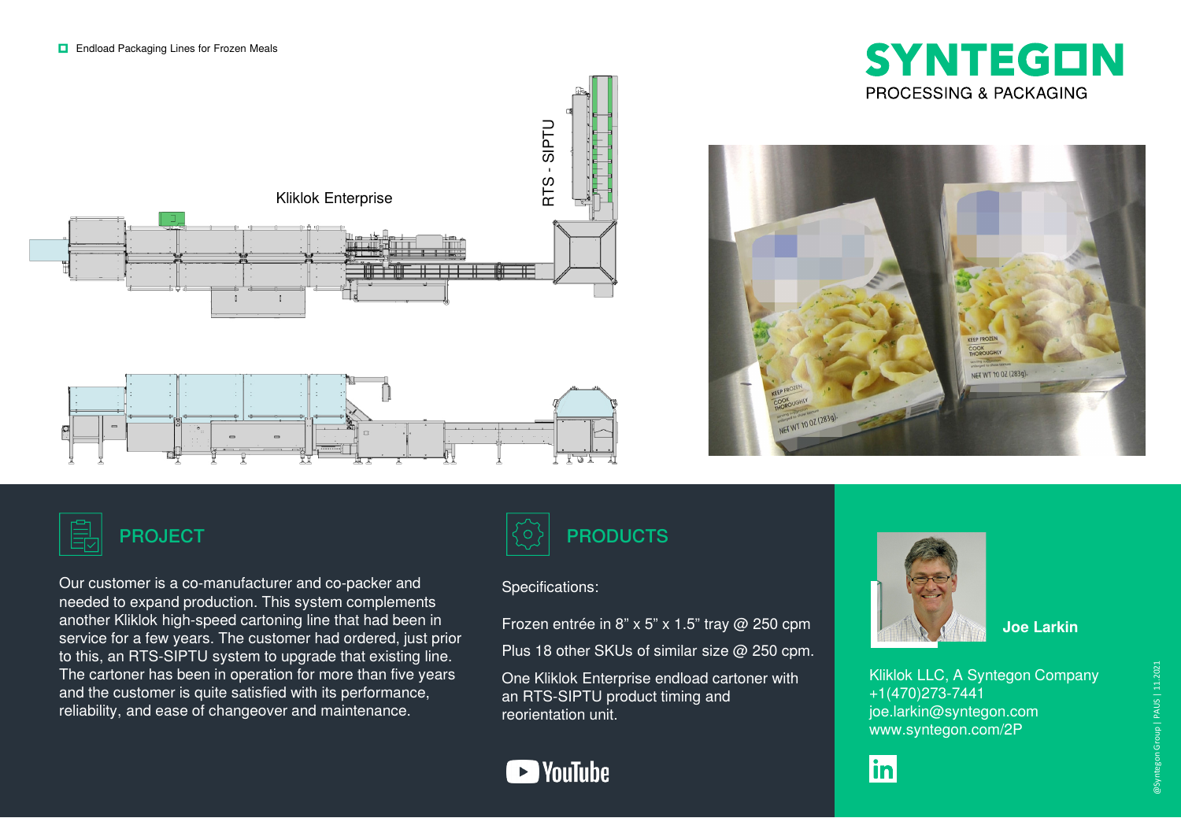Endload Packaging Lines for Frozen Meals

**SYNTEGON**
PROCESSING & PACKAGING

Kliklok Enterprise

RTS - SIPTU

## PROJECT

Our customer is a co-manufacturer and co-packer and needed to expand production. This system complements another Kliklok high-speed cartoning line that had been in service for a few years. The customer had ordered, just prior to this, an RTS-SIPTU system to upgrade that existing line. The cartoner has been in operation for more than five years and the customer is quite satisfied with its performance, reliability, and ease of changeover and maintenance.

## PRODUCTS

Specifications:

Frozen entrée in 8" x 5" x 1.5" tray @ 250 cpm

Plus 18 other SKUs of similar size @ 250 cpm.

One Kliklok Enterprise endload cartoner with an RTS-SIPTU product timing and reorientation unit.

YouTube

**Joe Larkin**

Kliklok LLC, A Syntegon Company
+1(470)273-7441
joe.larkin@syntegon.com
www.syntegon.com/2P

@Syntegon Group | PAUS | 11.2021